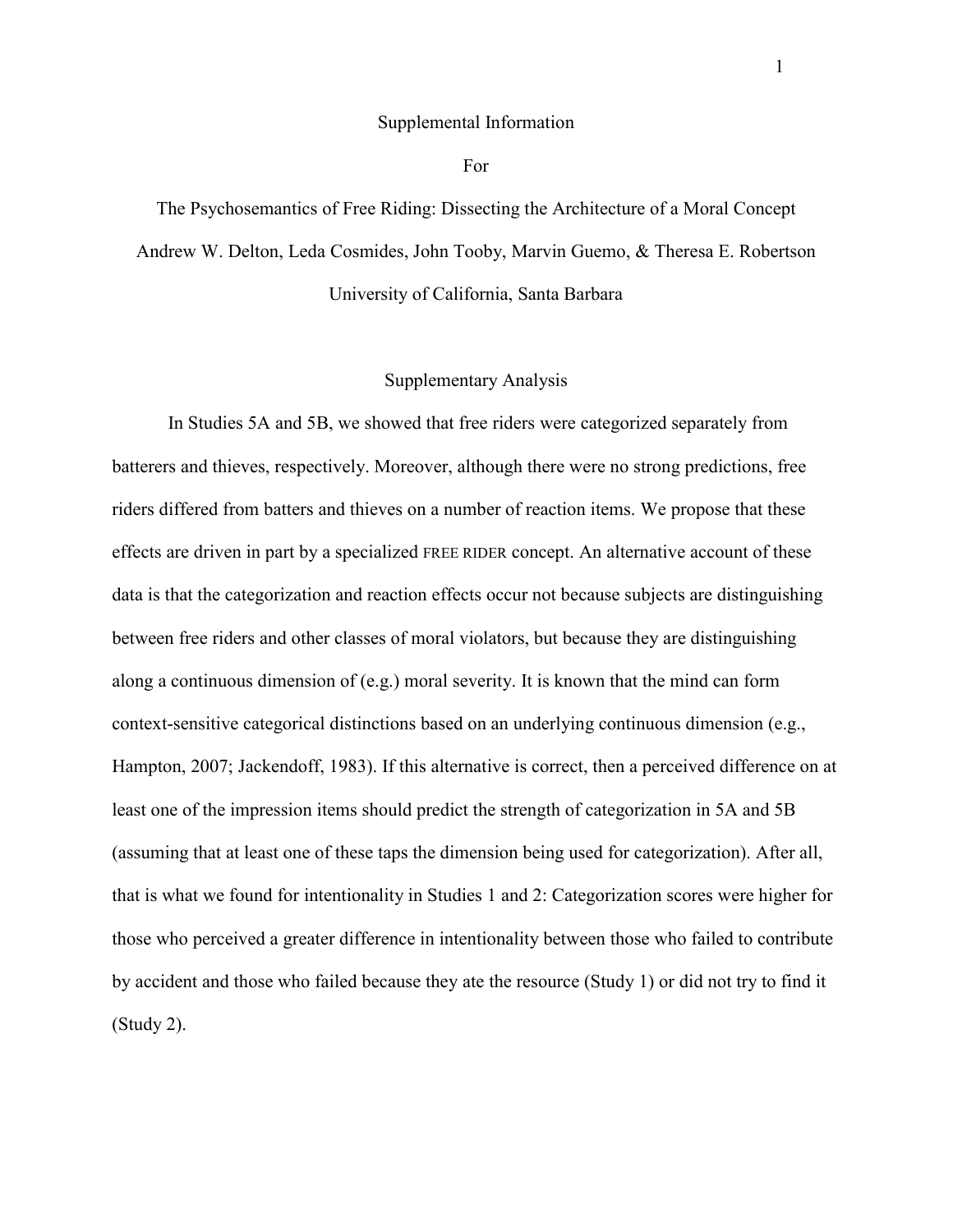# Supplemental Information

For

The Psychosemantics of Free Riding: Dissecting the Architecture of a Moral Concept

Andrew W. Delton, Leda Cosmides, John Tooby, Marvin Guemo, & Theresa E. Robertson

University of California, Santa Barbara

## Supplementary Analysis

In Studies 5A and 5B, we showed that free riders were categorized separately from batterers and thieves, respectively. Moreover, although there were no strong predictions, free riders differed from batters and thieves on a number of reaction items. We propose that these effects are driven in part by a specialized FREE RIDER concept. An alternative account of these data is that the categorization and reaction effects occur not because subjects are distinguishing between free riders and other classes of moral violators, but because they are distinguishing along a continuous dimension of (e.g.) moral severity. It is known that the mind can form context-sensitive categorical distinctions based on an underlying continuous dimension (e.g., Hampton, 2007; Jackendoff, 1983). If this alternative is correct, then a perceived difference on at least one of the impression items should predict the strength of categorization in 5A and 5B (assuming that at least one of these taps the dimension being used for categorization). After all, that is what we found for intentionality in Studies 1 and 2: Categorization scores were higher for those who perceived a greater difference in intentionality between those who failed to contribute by accident and those who failed because they ate the resource (Study 1) or did not try to find it (Study 2).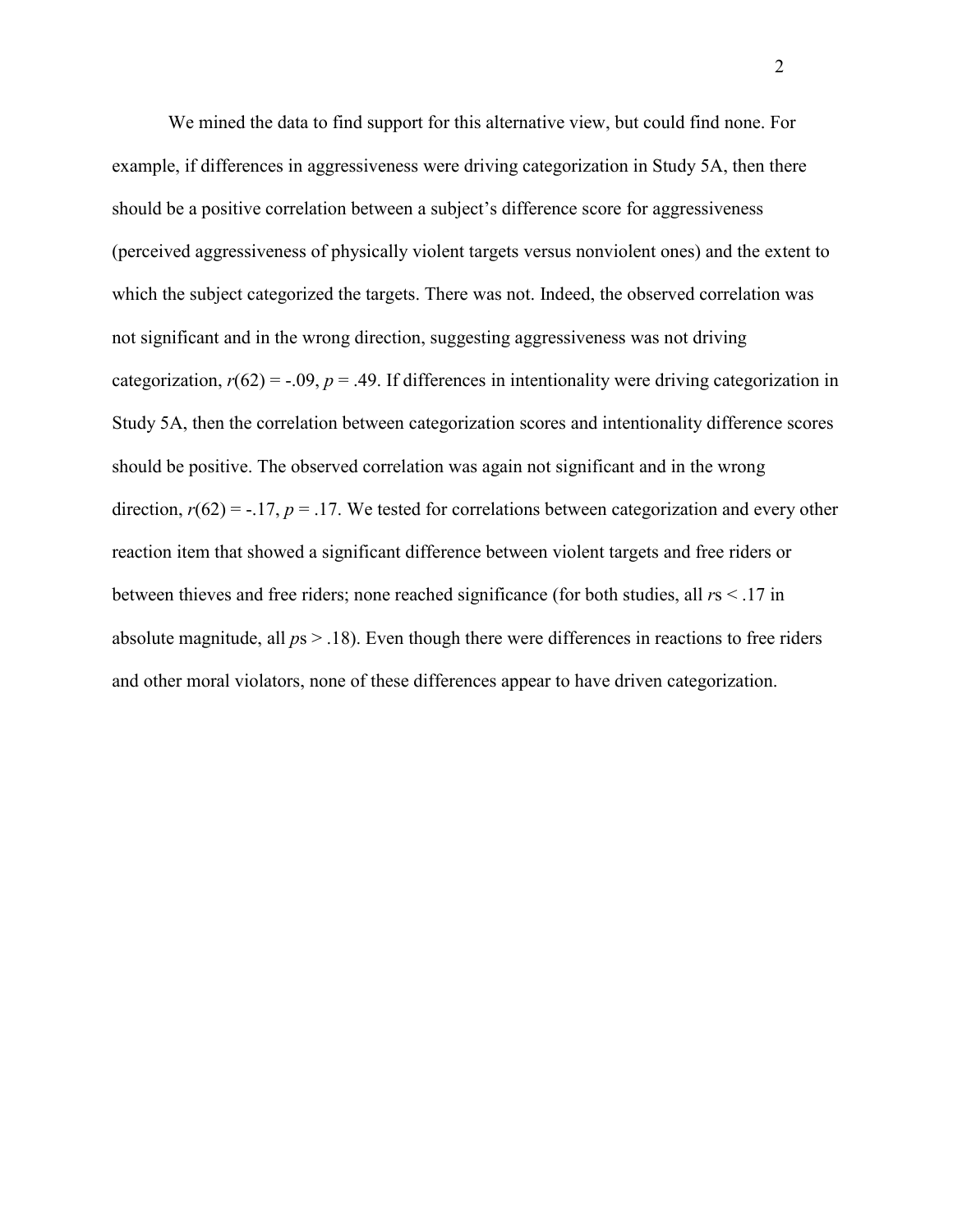We mined the data to find support for this alternative view, but could find none. For example, if differences in aggressiveness were driving categorization in Study 5A, then there should be a positive correlation between a subject's difference score for aggressiveness (perceived aggressiveness of physically violent targets versus nonviolent ones) and the extent to which the subject categorized the targets. There was not. Indeed, the observed correlation was not significant and in the wrong direction, suggesting aggressiveness was not driving categorization, $r(62) = -.09$, $p = .49$. If differences in intentionality were driving categorization in Study 5A, then the correlation between categorization scores and intentionality difference scores should be positive. The observed correlation was again not significant and in the wrong direction, $r(62) = -.17$, $p = .17$. We tested for correlations between categorization and every other reaction item that showed a significant difference between violent targets and free riders or between thieves and free riders; none reached significance (for both studies, all $r$s < .17 in absolute magnitude, all $p$s > .18). Even though there were differences in reactions to free riders and other moral violators, none of these differences appear to have driven categorization.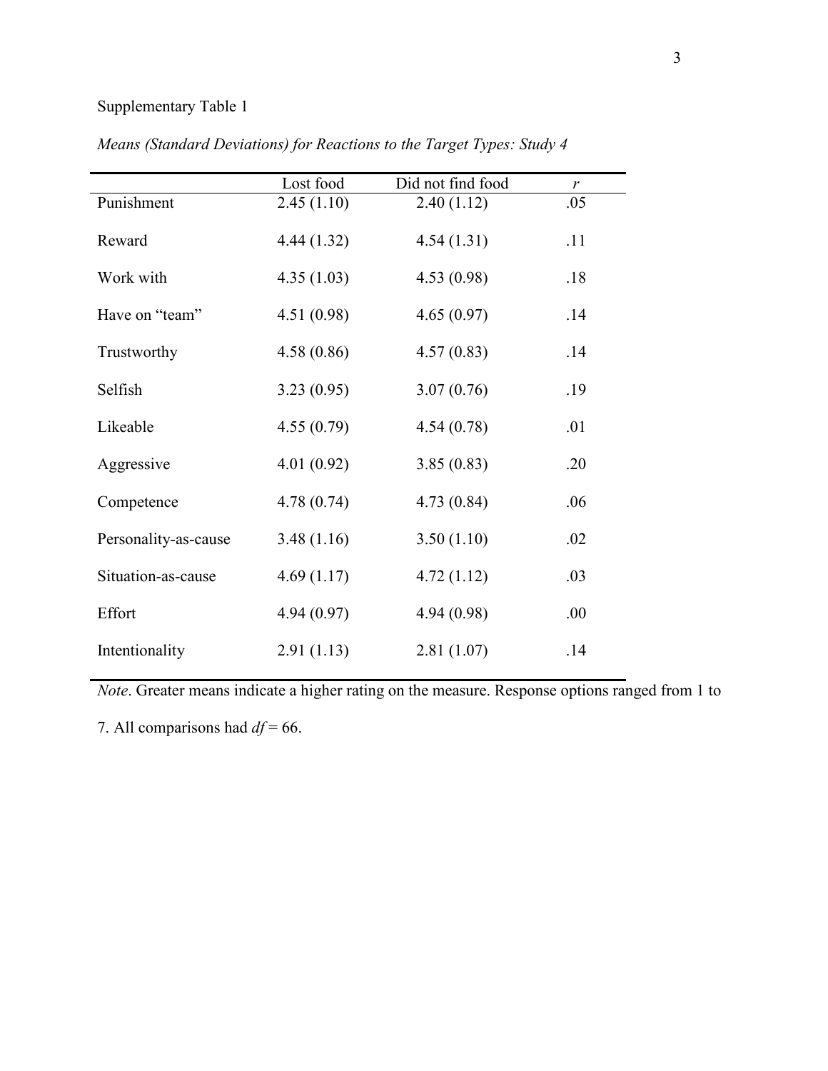Supplementary Table 1

*Means (Standard Deviations) for Reactions to the Target Types: Study 4*

| | Lost food | Did not find food | *r* |
|---|---|---|---|
| Punishment | 2.45 (1.10) | 2.40 (1.12) | .05 |
| Reward | 4.44 (1.32) | 4.54 (1.31) | .11 |
| Work with | 4.35 (1.03) | 4.53 (0.98) | .18 |
| Have on "team" | 4.51 (0.98) | 4.65 (0.97) | .14 |
| Trustworthy | 4.58 (0.86) | 4.57 (0.83) | .14 |
| Selfish | 3.23 (0.95) | 3.07 (0.76) | .19 |
| Likeable | 4.55 (0.79) | 4.54 (0.78) | .01 |
| Aggressive | 4.01 (0.92) | 3.85 (0.83) | .20 |
| Competence | 4.78 (0.74) | 4.73 (0.84) | .06 |
| Personality-as-cause | 3.48 (1.16) | 3.50 (1.10) | .02 |
| Situation-as-cause | 4.69 (1.17) | 4.72 (1.12) | .03 |
| Effort | 4.94 (0.97) | 4.94 (0.98) | .00 |
| Intentionality | 2.91 (1.13) | 2.81 (1.07) | .14 |

*Note*. Greater means indicate a higher rating on the measure. Response options ranged from 1 to 7. All comparisons had $df = 66$.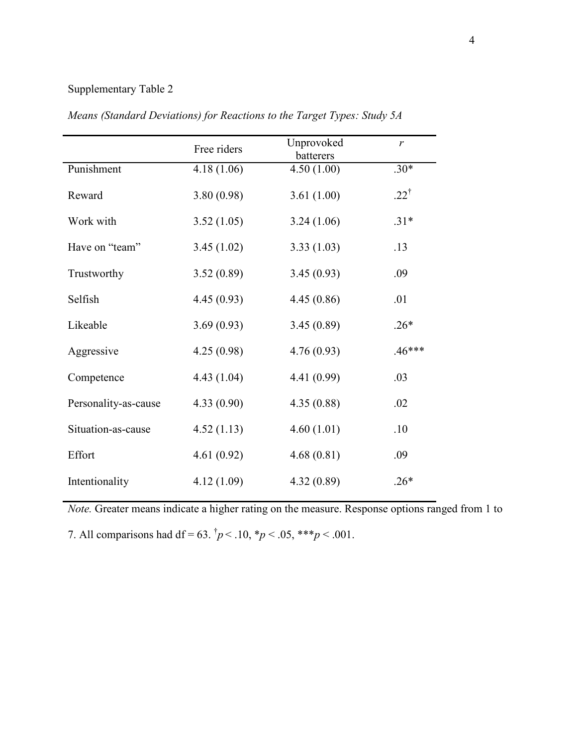Supplementary Table 2

*Means (Standard Deviations) for Reactions to the Target Types: Study 5A*

| | Free riders | Unprovoked batterers | *r* |
|---|---|---|---|
| Punishment | 4.18 (1.06) | 4.50 (1.00) | .30* |
| Reward | 3.80 (0.98) | 3.61 (1.00) | .22[†] |
| Work with | 3.52 (1.05) | 3.24 (1.06) | .31* |
| Have on "team" | 3.45 (1.02) | 3.33 (1.03) | .13 |
| Trustworthy | 3.52 (0.89) | 3.45 (0.93) | .09 |
| Selfish | 4.45 (0.93) | 4.45 (0.86) | .01 |
| Likeable | 3.69 (0.93) | 3.45 (0.89) | .26* |
| Aggressive | 4.25 (0.98) | 4.76 (0.93) | .46*** |
| Competence | 4.43 (1.04) | 4.41 (0.99) | .03 |
| Personality-as-cause | 4.33 (0.90) | 4.35 (0.88) | .02 |
| Situation-as-cause | 4.52 (1.13) | 4.60 (1.01) | .10 |
| Effort | 4.61 (0.92) | 4.68 (0.81) | .09 |
| Intentionality | 4.12 (1.09) | 4.32 (0.89) | .26* |

*Note.* Greater means indicate a higher rating on the measure. Response options ranged from 1 to 7. All comparisons had df = 63. [†]$p < .10$, *$p < .05$, ***$p < .001$.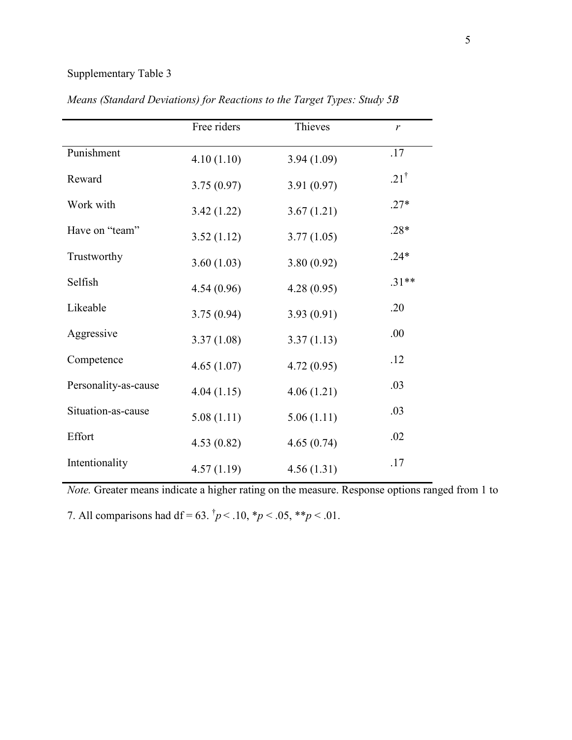Supplementary Table 3

*Means (Standard Deviations) for Reactions to the Target Types: Study 5B*

| | Free riders | Thieves | *r* |
|---|---|---|---|
| Punishment | 4.10 (1.10) | 3.94 (1.09) | .17 |
| Reward | 3.75 (0.97) | 3.91 (0.97) | .21$^{\dagger}$ |
| Work with | 3.42 (1.22) | 3.67 (1.21) | .27* |
| Have on "team" | 3.52 (1.12) | 3.77 (1.05) | .28* |
| Trustworthy | 3.60 (1.03) | 3.80 (0.92) | .24* |
| Selfish | 4.54 (0.96) | 4.28 (0.95) | .31** |
| Likeable | 3.75 (0.94) | 3.93 (0.91) | .20 |
| Aggressive | 3.37 (1.08) | 3.37 (1.13) | .00 |
| Competence | 4.65 (1.07) | 4.72 (0.95) | .12 |
| Personality-as-cause | 4.04 (1.15) | 4.06 (1.21) | .03 |
| Situation-as-cause | 5.08 (1.11) | 5.06 (1.11) | .03 |
| Effort | 4.53 (0.82) | 4.65 (0.74) | .02 |
| Intentionality | 4.57 (1.19) | 4.56 (1.31) | .17 |

*Note.* Greater means indicate a higher rating on the measure. Response options ranged from 1 to 7. All comparisons had df = 63. $^{\dagger}p < .10$, $^{*}p < .05$, $^{**}p < .01$.